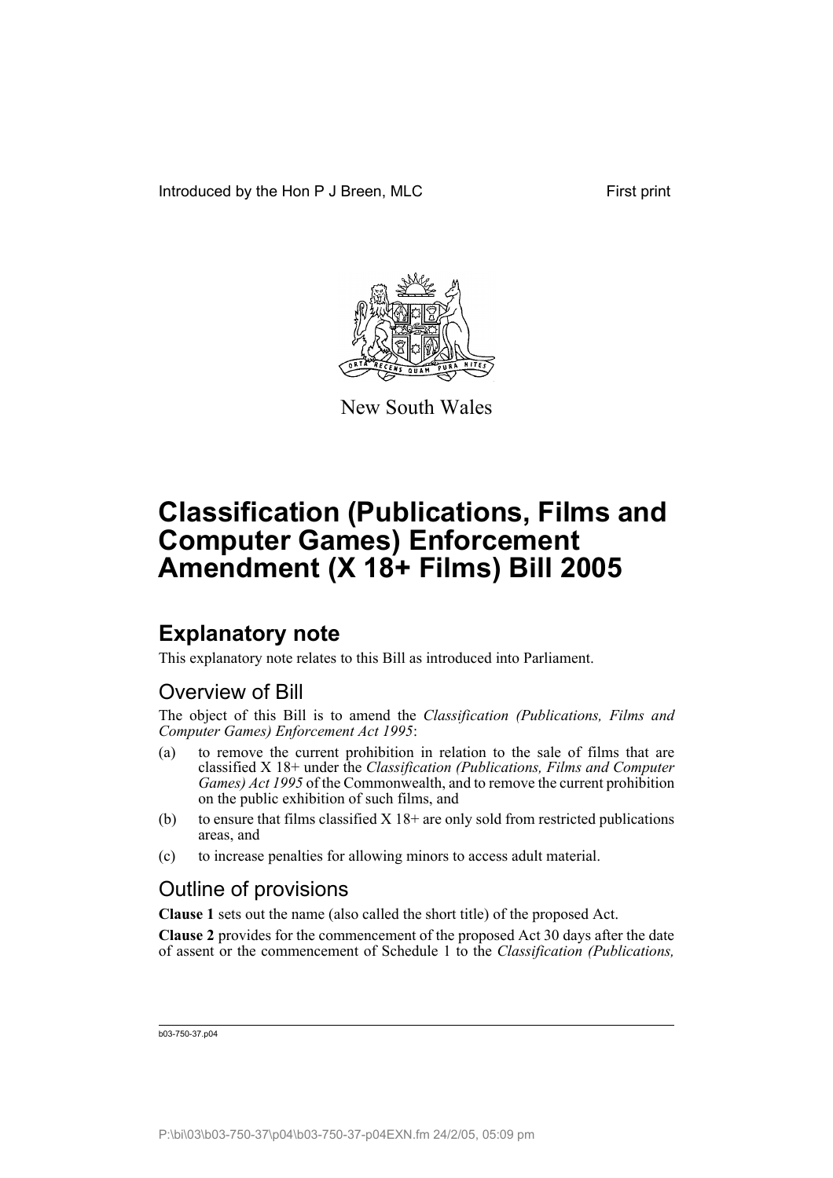Introduced by the Hon P J Breen, MLC First print

New South Wales

# Classification (Publications, Films and Computer Games) Enforcement Amendment (X 18+ Films) Bill 2005

## Explanatory note

This explanatory note relates to this Bill as introduced into Parliament.

### Overview of Bill

The object of this Bill is to amend the *Classification (Publications, Films and Computer Games) Enforcement Act 1995*:

(a) to remove the current prohibition in relation to the sale of films that are classified X 18+ under the *Classification (Publications, Films and Computer Games) Act 1995* of the Commonwealth, and to remove the current prohibition on the public exhibition of such films, and

(b) to ensure that films classified X 18+ are only sold from restricted publications areas, and

(c) to increase penalties for allowing minors to access adult material.

### Outline of provisions

**Clause 1** sets out the name (also called the short title) of the proposed Act.

**Clause 2** provides for the commencement of the proposed Act 30 days after the date of assent or the commencement of Schedule 1 to the *Classification (Publications,*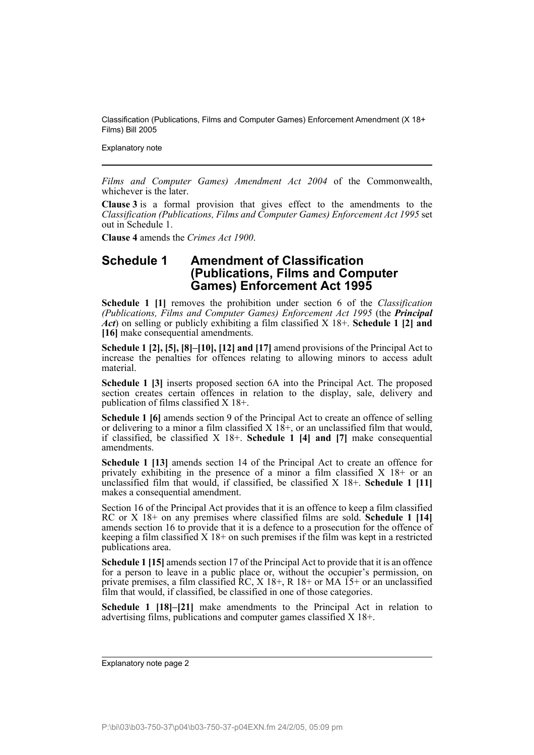*Films and Computer Games) Amendment Act 2004* of the Commonwealth, whichever is the later.

**Clause 3** is a formal provision that gives effect to the amendments to the *Classification (Publications, Films and Computer Games) Enforcement Act 1995* set out in Schedule 1.

**Clause 4** amends the *Crimes Act 1900*.

## Schedule 1 Amendment of Classification (Publications, Films and Computer Games) Enforcement Act 1995

**Schedule 1 [1]** removes the prohibition under section 6 of the *Classification (Publications, Films and Computer Games) Enforcement Act 1995* (the ***Principal Act***) on selling or publicly exhibiting a film classified X 18+. **Schedule 1 [2] and [16]** make consequential amendments.

**Schedule 1 [2], [5], [8]–[10], [12] and [17]** amend provisions of the Principal Act to increase the penalties for offences relating to allowing minors to access adult material.

**Schedule 1 [3]** inserts proposed section 6A into the Principal Act. The proposed section creates certain offences in relation to the display, sale, delivery and publication of films classified X 18+.

**Schedule 1 [6]** amends section 9 of the Principal Act to create an offence of selling or delivering to a minor a film classified X 18+, or an unclassified film that would, if classified, be classified X 18+. **Schedule 1 [4] and [7]** make consequential amendments.

**Schedule 1 [13]** amends section 14 of the Principal Act to create an offence for privately exhibiting in the presence of a minor a film classified X 18+ or an unclassified film that would, if classified, be classified X 18+. **Schedule 1 [11]** makes a consequential amendment.

Section 16 of the Principal Act provides that it is an offence to keep a film classified RC or X 18+ on any premises where classified films are sold. **Schedule 1 [14]** amends section 16 to provide that it is a defence to a prosecution for the offence of keeping a film classified X 18+ on such premises if the film was kept in a restricted publications area.

**Schedule 1 [15]** amends section 17 of the Principal Act to provide that it is an offence for a person to leave in a public place or, without the occupier's permission, on private premises, a film classified RC, X 18+, R 18+ or MA 15+ or an unclassified film that would, if classified, be classified in one of those categories.

**Schedule 1 [18]–[21]** make amendments to the Principal Act in relation to advertising films, publications and computer games classified X 18+.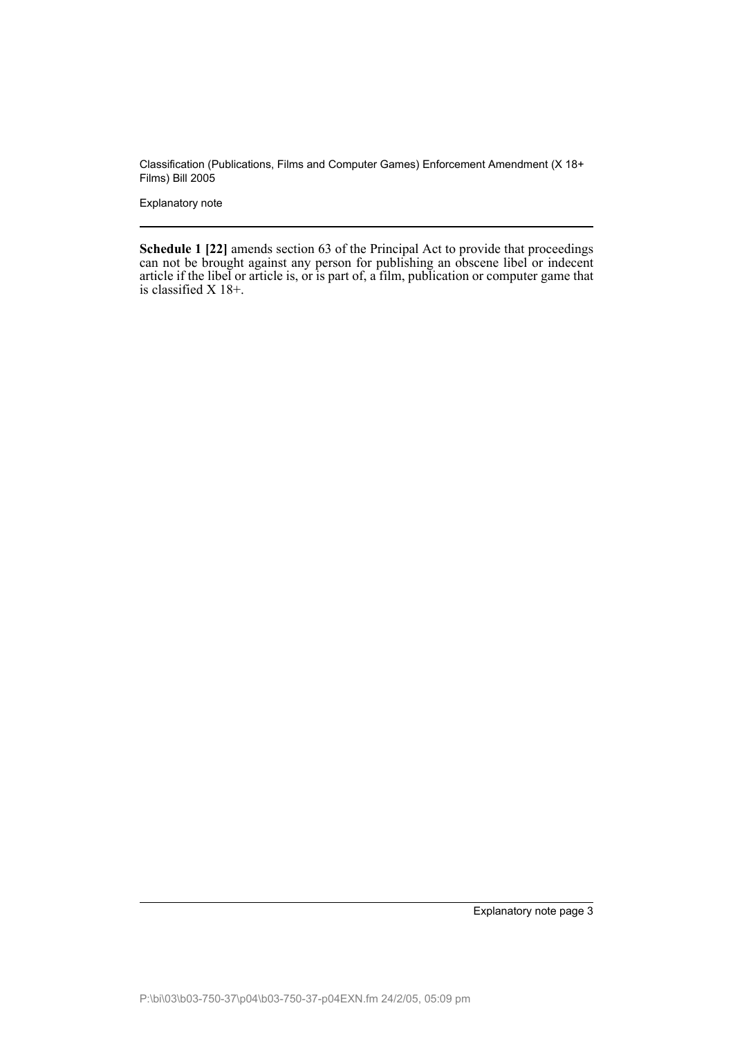**Schedule 1 [22]** amends section 63 of the Principal Act to provide that proceedings can not be brought against any person for publishing an obscene libel or indecent article if the libel or article is, or is part of, a film, publication or computer game that is classified X 18+.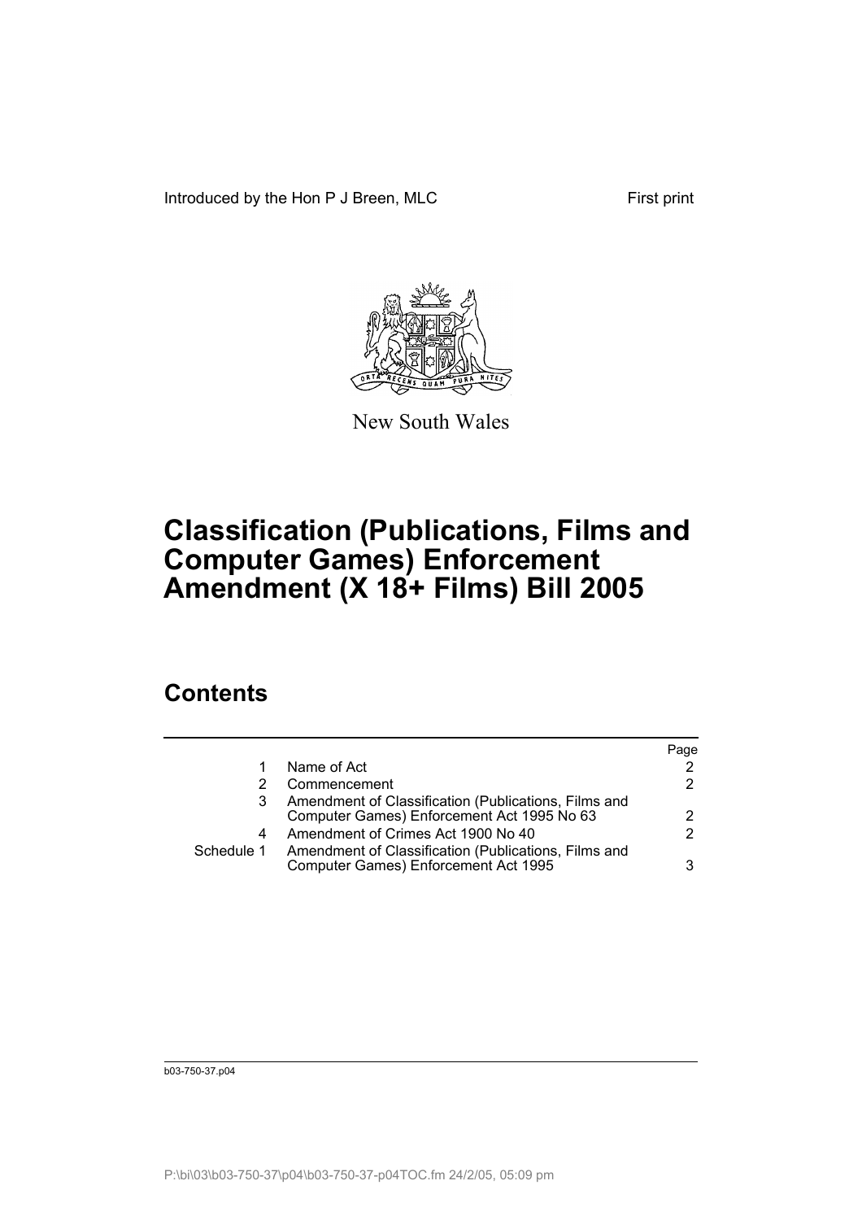Introduced by the Hon P J Breen, MLC First print

New South Wales

# Classification (Publications, Films and Computer Games) Enforcement Amendment (X 18+ Films) Bill 2005

## Contents

| | | Page |
|---|---|---|
| 1 | Name of Act | 2 |
| 2 | Commencement | 2 |
| 3 | Amendment of Classification (Publications, Films and Computer Games) Enforcement Act 1995 No 63 | 2 |
| 4 | Amendment of Crimes Act 1900 No 40 | 2 |
| Schedule 1 | Amendment of Classification (Publications, Films and Computer Games) Enforcement Act 1995 | 3 |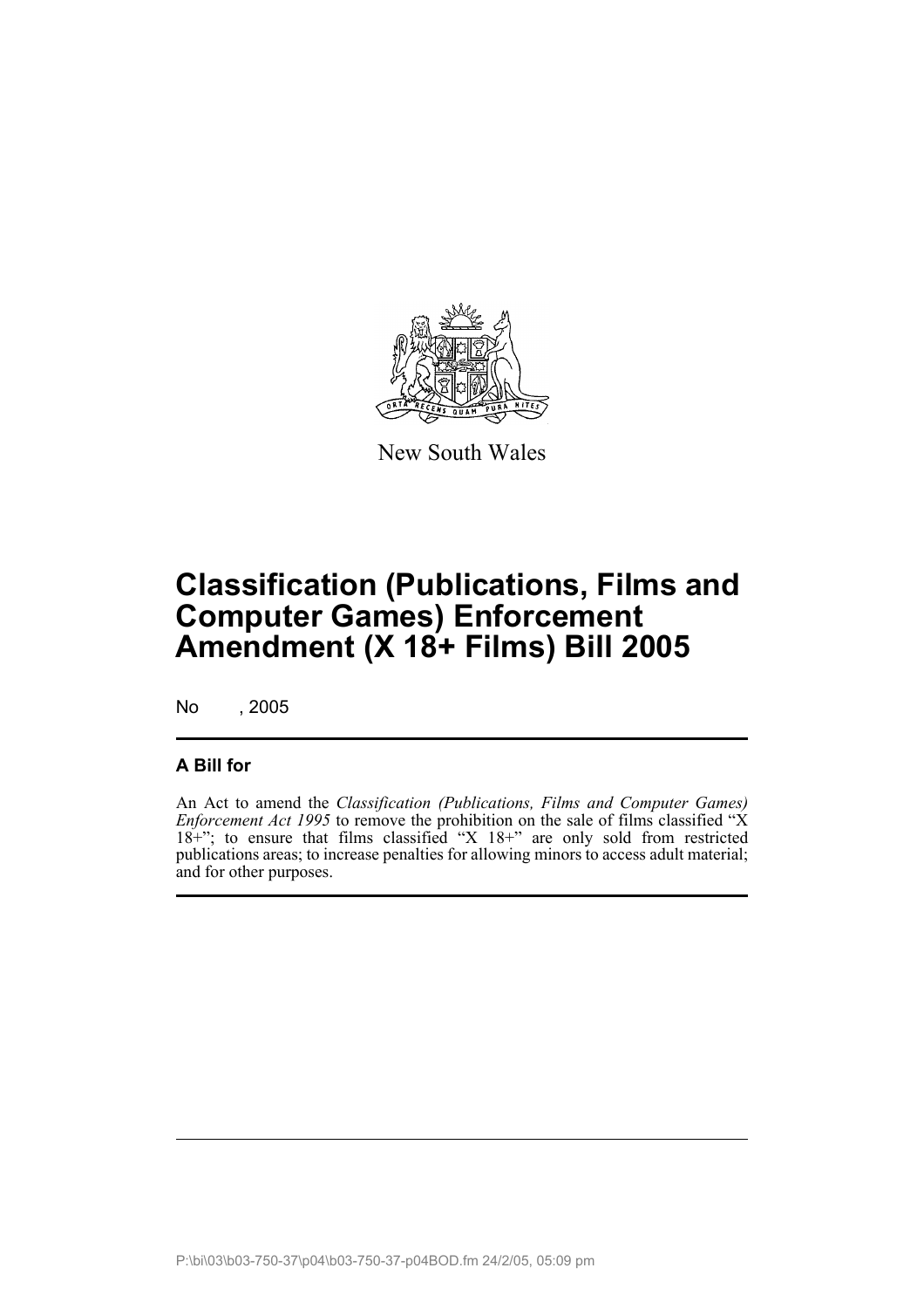New South Wales

# Classification (Publications, Films and Computer Games) Enforcement Amendment (X 18+ Films) Bill 2005

No , 2005

## A Bill for

An Act to amend the *Classification (Publications, Films and Computer Games) Enforcement Act 1995* to remove the prohibition on the sale of films classified "X 18+"; to ensure that films classified "X 18+" are only sold from restricted publications areas; to increase penalties for allowing minors to access adult material; and for other purposes.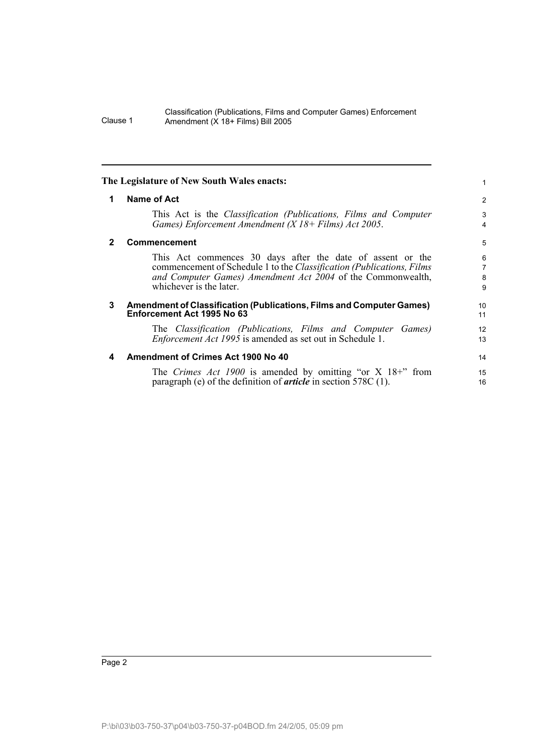The Legislature of New South Wales enacts:

## 1 Name of Act

This Act is the *Classification (Publications, Films and Computer Games) Enforcement Amendment (X 18+ Films) Act 2005*.

## 2 Commencement

This Act commences 30 days after the date of assent or the commencement of Schedule 1 to the *Classification (Publications, Films and Computer Games) Amendment Act 2004* of the Commonwealth, whichever is the later.

## 3 Amendment of Classification (Publications, Films and Computer Games) Enforcement Act 1995 No 63

The *Classification (Publications, Films and Computer Games) Enforcement Act 1995* is amended as set out in Schedule 1.

## 4 Amendment of Crimes Act 1900 No 40

The *Crimes Act 1900* is amended by omitting "or X 18+" from paragraph (e) of the definition of ***article*** in section 578C (1).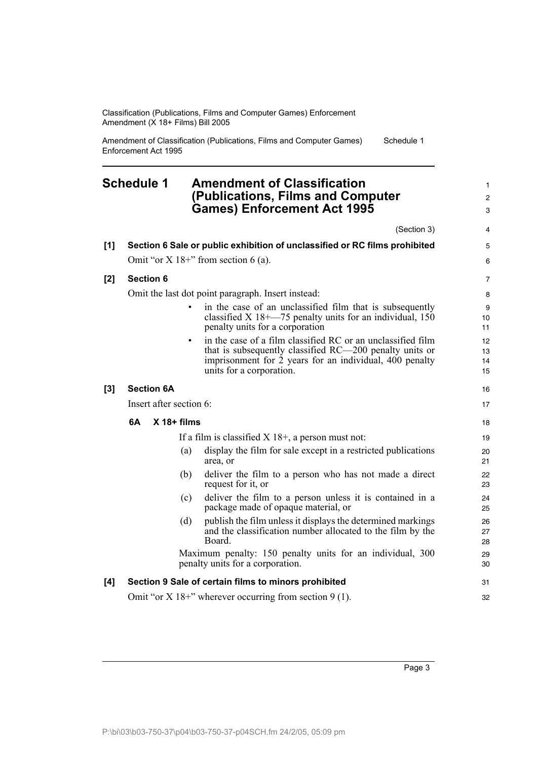# Schedule 1 Amendment of Classification (Publications, Films and Computer Games) Enforcement Act 1995

(Section 3)

**[1] Section 6 Sale or public exhibition of unclassified or RC films prohibited**

Omit "or X 18+" from section 6 (a).

**[2] Section 6**

Omit the last dot point paragraph. Insert instead:

- in the case of an unclassified film that is subsequently classified X 18+—75 penalty units for an individual, 150 penalty units for a corporation
- in the case of a film classified RC or an unclassified film that is subsequently classified RC—200 penalty units or imprisonment for 2 years for an individual, 400 penalty units for a corporation.

**[3] Section 6A**

Insert after section 6:

**6A X 18+ films**

If a film is classified X 18+, a person must not:

(a) display the film for sale except in a restricted publications area, or

(b) deliver the film to a person who has not made a direct request for it, or

(c) deliver the film to a person unless it is contained in a package made of opaque material, or

(d) publish the film unless it displays the determined markings and the classification number allocated to the film by the Board.

Maximum penalty: 150 penalty units for an individual, 300 penalty units for a corporation.

**[4] Section 9 Sale of certain films to minors prohibited**

Omit "or X 18+" wherever occurring from section 9 (1).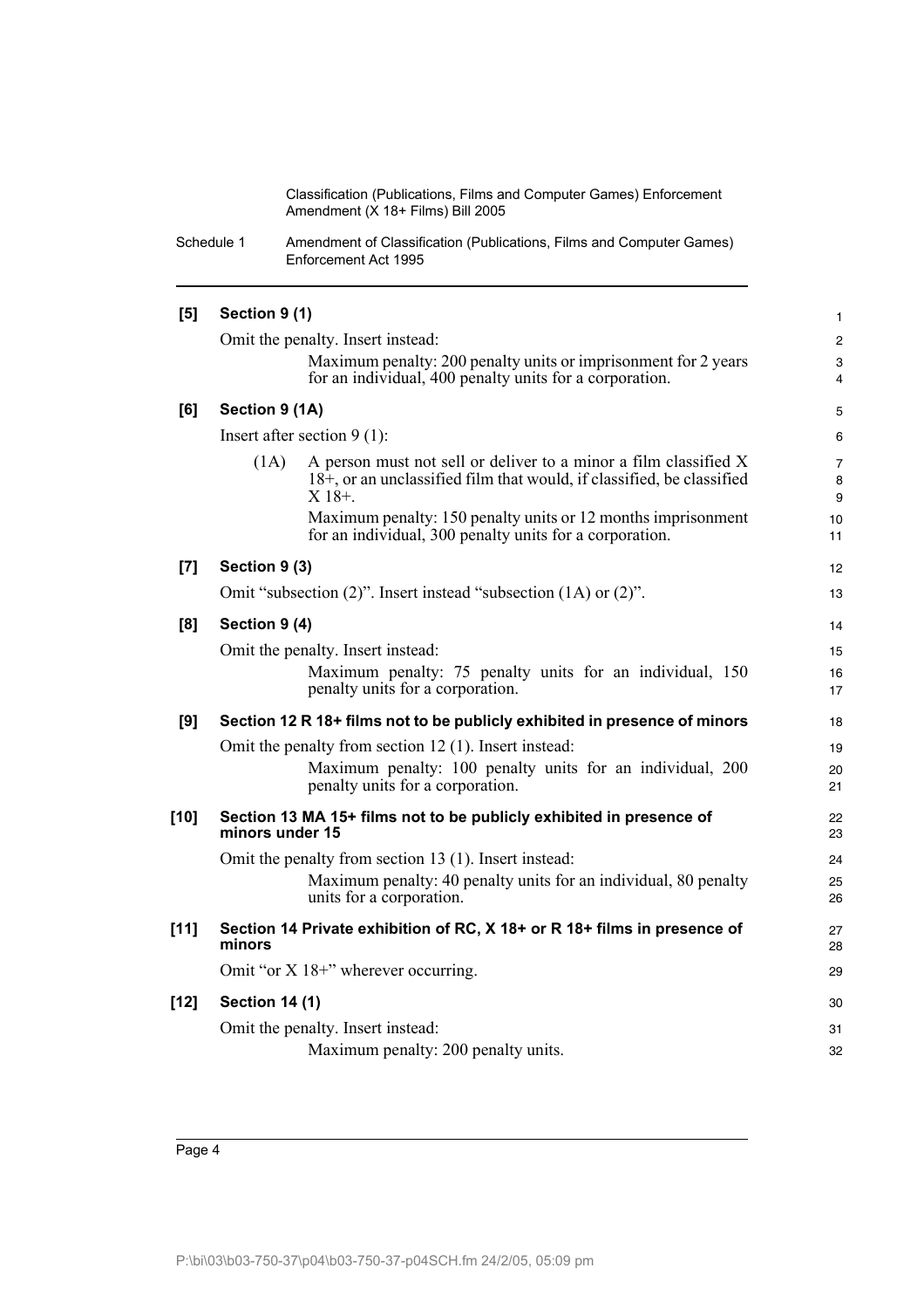**[5] Section 9 (1)**

Omit the penalty. Insert instead:

Maximum penalty: 200 penalty units or imprisonment for 2 years for an individual, 400 penalty units for a corporation.

**[6] Section 9 (1A)**

Insert after section 9 (1):

(1A) A person must not sell or deliver to a minor a film classified X 18+, or an unclassified film that would, if classified, be classified X 18+.

Maximum penalty: 150 penalty units or 12 months imprisonment for an individual, 300 penalty units for a corporation.

**[7] Section 9 (3)**

Omit "subsection (2)". Insert instead "subsection (1A) or (2)".

**[8] Section 9 (4)**

Omit the penalty. Insert instead:

Maximum penalty: 75 penalty units for an individual, 150 penalty units for a corporation.

**[9] Section 12 R 18+ films not to be publicly exhibited in presence of minors**

Omit the penalty from section 12 (1). Insert instead:

Maximum penalty: 100 penalty units for an individual, 200 penalty units for a corporation.

**[10] Section 13 MA 15+ films not to be publicly exhibited in presence of minors under 15**

Omit the penalty from section 13 (1). Insert instead:

Maximum penalty: 40 penalty units for an individual, 80 penalty units for a corporation.

**[11] Section 14 Private exhibition of RC, X 18+ or R 18+ films in presence of minors**

Omit "or X 18+" wherever occurring.

**[12] Section 14 (1)**

Omit the penalty. Insert instead:

Maximum penalty: 200 penalty units.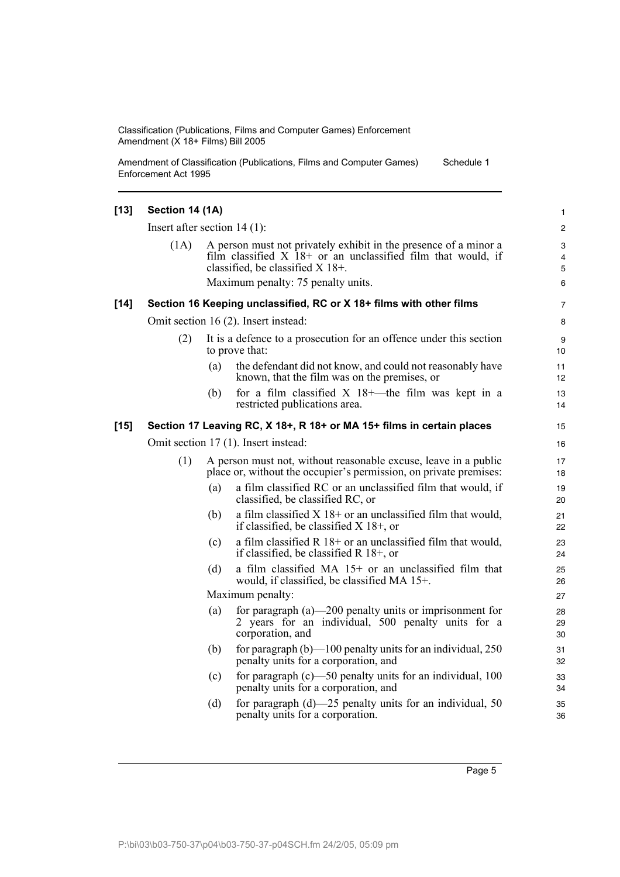**[13] Section 14 (1A)**

Insert after section 14 (1):

(1A) A person must not privately exhibit in the presence of a minor a film classified X 18+ or an unclassified film that would, if classified, be classified X 18+.

Maximum penalty: 75 penalty units.

**[14] Section 16 Keeping unclassified, RC or X 18+ films with other films**

Omit section 16 (2). Insert instead:

(2) It is a defence to a prosecution for an offence under this section to prove that:

(a) the defendant did not know, and could not reasonably have known, that the film was on the premises, or

(b) for a film classified X 18+—the film was kept in a restricted publications area.

**[15] Section 17 Leaving RC, X 18+, R 18+ or MA 15+ films in certain places**

Omit section 17 (1). Insert instead:

(1) A person must not, without reasonable excuse, leave in a public place or, without the occupier's permission, on private premises:

(a) a film classified RC or an unclassified film that would, if classified, be classified RC, or

(b) a film classified X 18+ or an unclassified film that would, if classified, be classified X 18+, or

(c) a film classified R 18+ or an unclassified film that would, if classified, be classified R 18+, or

(d) a film classified MA 15+ or an unclassified film that would, if classified, be classified MA 15+.

Maximum penalty:

(a) for paragraph (a)—200 penalty units or imprisonment for 2 years for an individual, 500 penalty units for a corporation, and

(b) for paragraph (b)—100 penalty units for an individual, 250 penalty units for a corporation, and

(c) for paragraph (c)—50 penalty units for an individual, 100 penalty units for a corporation, and

(d) for paragraph (d)—25 penalty units for an individual, 50 penalty units for a corporation.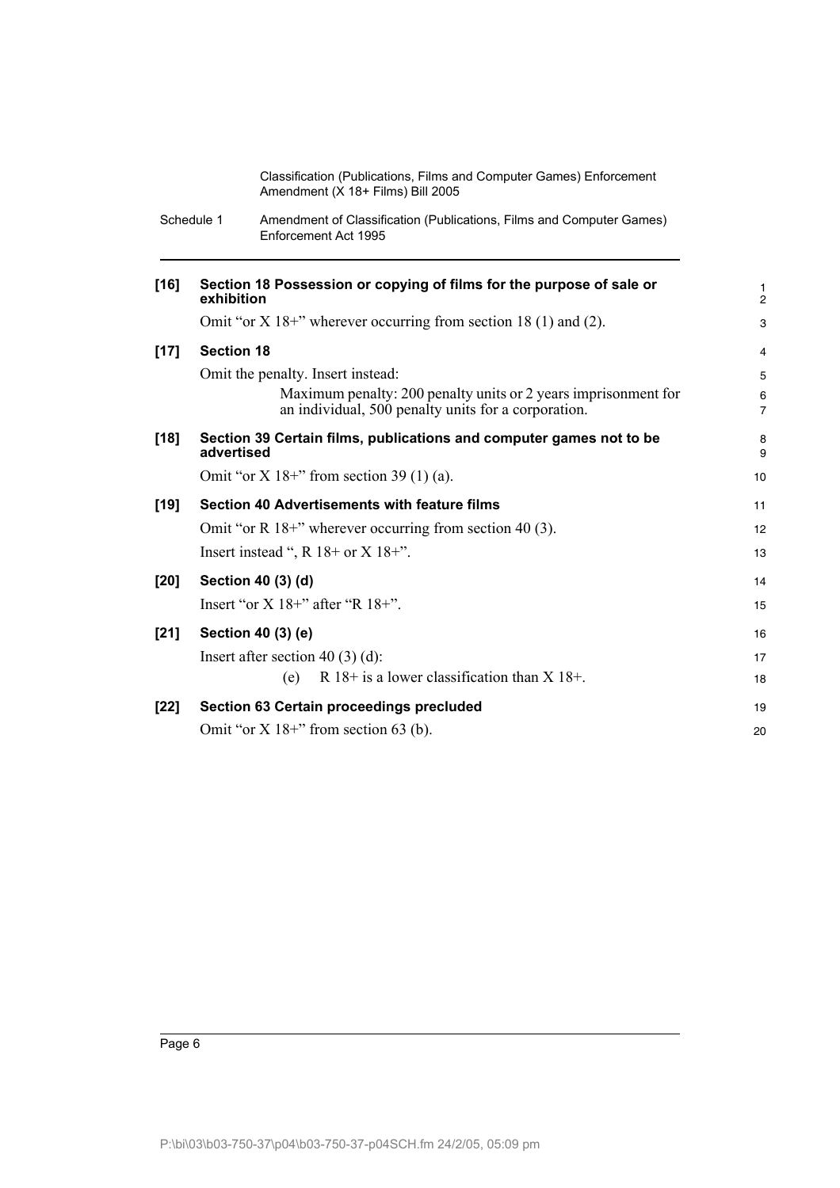**[16] Section 18 Possession or copying of films for the purpose of sale or exhibition**

Omit "or X 18+" wherever occurring from section 18 (1) and (2).

**[17] Section 18**

Omit the penalty. Insert instead:

> Maximum penalty: 200 penalty units or 2 years imprisonment for an individual, 500 penalty units for a corporation.

**[18] Section 39 Certain films, publications and computer games not to be advertised**

Omit "or X 18+" from section 39 (1) (a).

**[19] Section 40 Advertisements with feature films**

Omit "or R 18+" wherever occurring from section 40 (3).

Insert instead ", R 18+ or X 18+".

**[20] Section 40 (3) (d)**

Insert "or X 18+" after "R 18+".

**[21] Section 40 (3) (e)**

Insert after section 40 (3) (d):

> (e) R 18+ is a lower classification than X 18+.

**[22] Section 63 Certain proceedings precluded**

Omit "or X 18+" from section 63 (b).